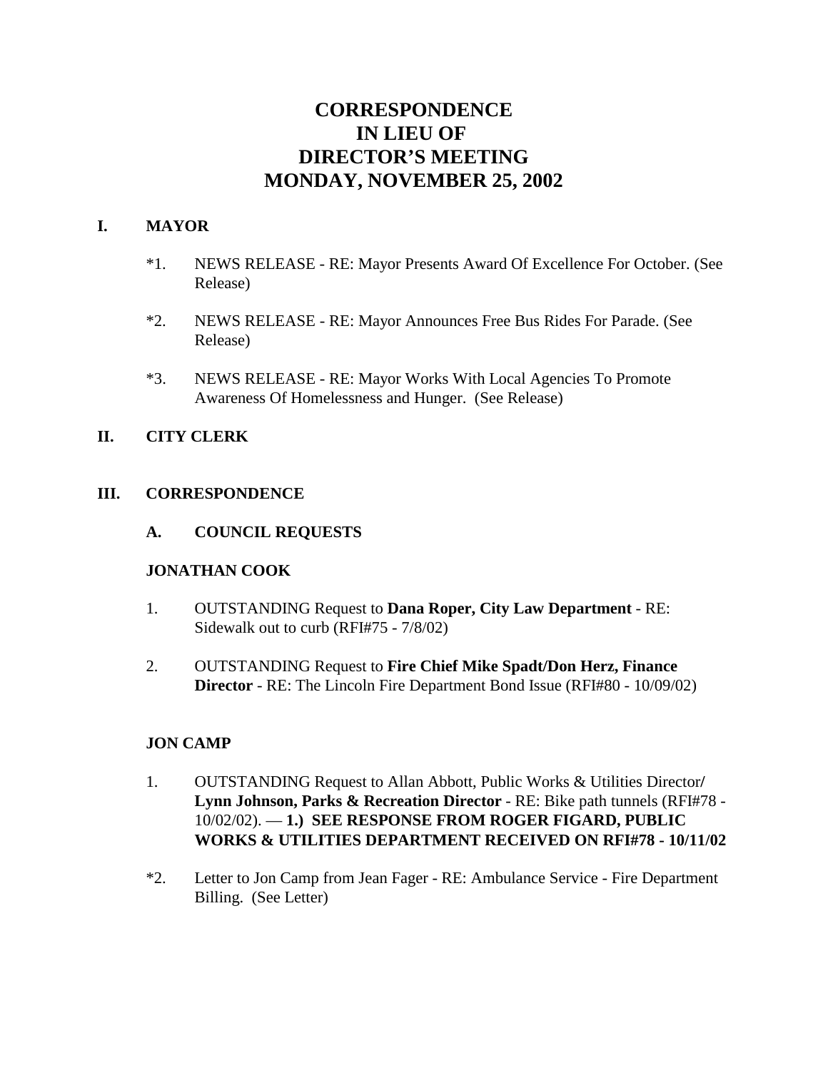# CORRESPONDENCE IN LIEU OF DIRECTOR'S MEETING MONDAY, NOVEMBER 25, 2002

## I. MAYOR

*1. NEWS RELEASE - RE: Mayor Presents Award Of Excellence For October. (See Release)

*2. NEWS RELEASE - RE: Mayor Announces Free Bus Rides For Parade. (See Release)

*3. NEWS RELEASE - RE: Mayor Works With Local Agencies To Promote Awareness Of Homelessness and Hunger. (See Release)

## II. CITY CLERK

## III. CORRESPONDENCE

### A. COUNCIL REQUESTS

**JONATHAN COOK**

1. OUTSTANDING Request to **Dana Roper, City Law Department** - RE: Sidewalk out to curb (RFI#75 - 7/8/02)

2. OUTSTANDING Request to **Fire Chief Mike Spadt/Don Herz, Finance Director** - RE: The Lincoln Fire Department Bond Issue (RFI#80 - 10/09/02)

**JON CAMP**

1. OUTSTANDING Request to Allan Abbott, Public Works & Utilities Director**/ Lynn Johnson, Parks & Recreation Director** - RE: Bike path tunnels (RFI#78 - 10/02/02). — **1.) SEE RESPONSE FROM ROGER FIGARD, PUBLIC WORKS & UTILITIES DEPARTMENT RECEIVED ON RFI#78 - 10/11/02**

*2. Letter to Jon Camp from Jean Fager - RE: Ambulance Service - Fire Department Billing. (See Letter)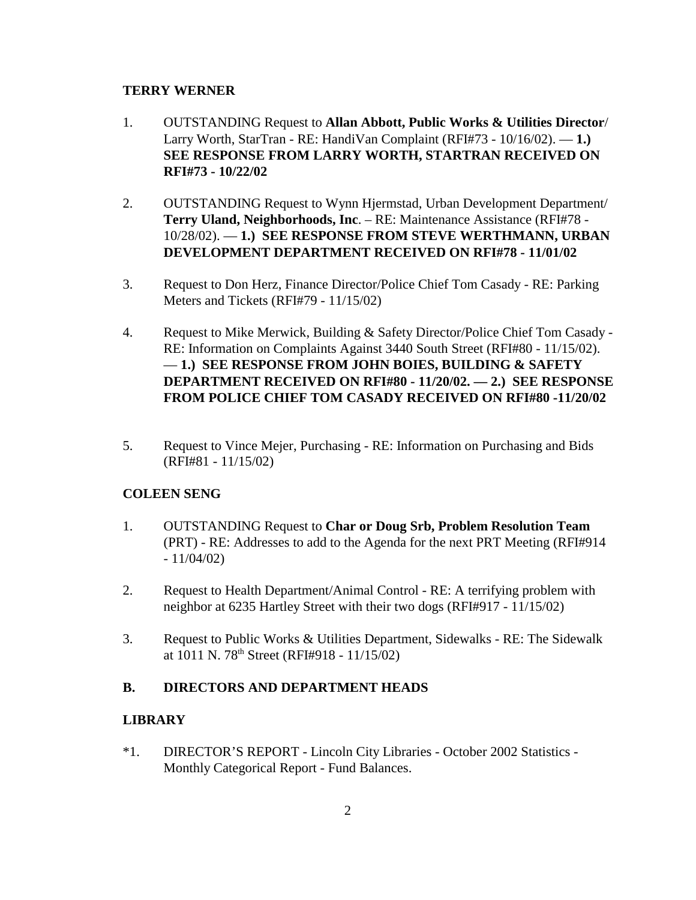**TERRY WERNER**

1. OUTSTANDING Request to **Allan Abbott, Public Works & Utilities Director**/ Larry Worth, StarTran - RE: HandiVan Complaint (RFI#73 - 10/16/02). — **1.) SEE RESPONSE FROM LARRY WORTH, STARTRAN RECEIVED ON RFI#73 - 10/22/02**

2. OUTSTANDING Request to Wynn Hjermstad, Urban Development Department/ **Terry Uland, Neighborhoods, Inc**. – RE: Maintenance Assistance (RFI#78 - 10/28/02). — **1.) SEE RESPONSE FROM STEVE WERTHMANN, URBAN DEVELOPMENT DEPARTMENT RECEIVED ON RFI#78 - 11/01/02**

3. Request to Don Herz, Finance Director/Police Chief Tom Casady - RE: Parking Meters and Tickets (RFI#79 - 11/15/02)

4. Request to Mike Merwick, Building & Safety Director/Police Chief Tom Casady - RE: Information on Complaints Against 3440 South Street (RFI#80 - 11/15/02). — **1.) SEE RESPONSE FROM JOHN BOIES, BUILDING & SAFETY DEPARTMENT RECEIVED ON RFI#80 - 11/20/02. — 2.) SEE RESPONSE FROM POLICE CHIEF TOM CASADY RECEIVED ON RFI#80 -11/20/02**

5. Request to Vince Mejer, Purchasing - RE: Information on Purchasing and Bids (RFI#81 - 11/15/02)

**COLEEN SENG**

1. OUTSTANDING Request to **Char or Doug Srb, Problem Resolution Team** (PRT) - RE: Addresses to add to the Agenda for the next PRT Meeting (RFI#914 - 11/04/02)

2. Request to Health Department/Animal Control - RE: A terrifying problem with neighbor at 6235 Hartley Street with their two dogs (RFI#917 - 11/15/02)

3. Request to Public Works & Utilities Department, Sidewalks - RE: The Sidewalk at 1011 N. 78th Street (RFI#918 - 11/15/02)

## B. DIRECTORS AND DEPARTMENT HEADS

**LIBRARY**

*1. DIRECTOR'S REPORT - Lincoln City Libraries - October 2002 Statistics - Monthly Categorical Report - Fund Balances.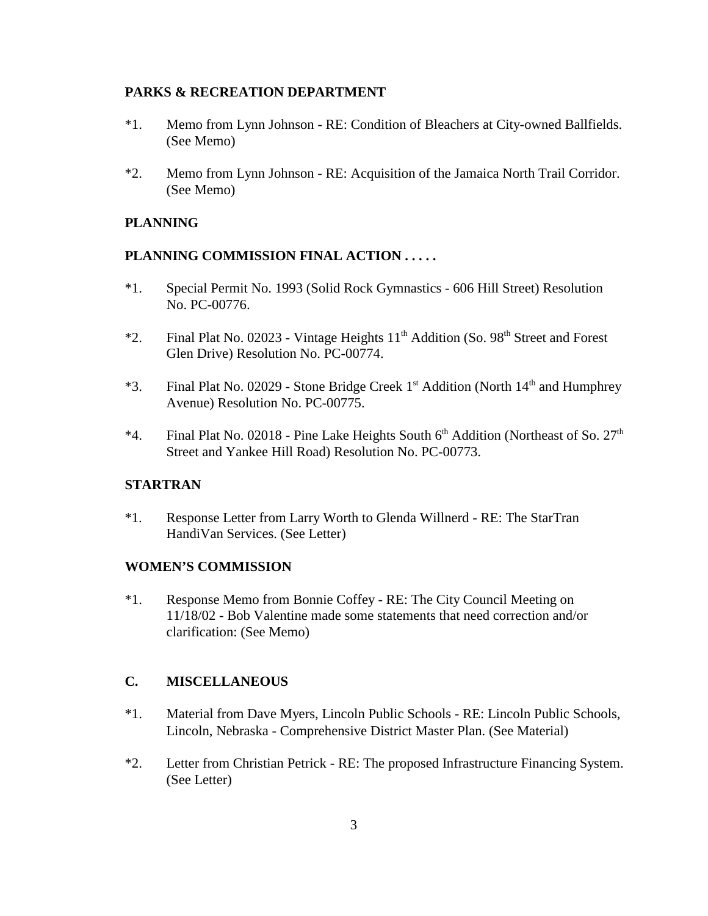**PARKS & RECREATION DEPARTMENT**

*1. Memo from Lynn Johnson - RE: Condition of Bleachers at City-owned Ballfields. (See Memo)

*2. Memo from Lynn Johnson - RE: Acquisition of the Jamaica North Trail Corridor. (See Memo)

**PLANNING**

**PLANNING COMMISSION FINAL ACTION . . . . .**

*1. Special Permit No. 1993 (Solid Rock Gymnastics - 606 Hill Street) Resolution No. PC-00776.

*2. Final Plat No. 02023 - Vintage Heights 11th Addition (So. 98th Street and Forest Glen Drive) Resolution No. PC-00774.

*3. Final Plat No. 02029 - Stone Bridge Creek 1st Addition (North 14th and Humphrey Avenue) Resolution No. PC-00775.

*4. Final Plat No. 02018 - Pine Lake Heights South 6th Addition (Northeast of So. 27th Street and Yankee Hill Road) Resolution No. PC-00773.

**STARTRAN**

*1. Response Letter from Larry Worth to Glenda Willnerd - RE: The StarTran HandiVan Services. (See Letter)

**WOMEN'S COMMISSION**

*1. Response Memo from Bonnie Coffey - RE: The City Council Meeting on 11/18/02 - Bob Valentine made some statements that need correction and/or clarification: (See Memo)

**C. MISCELLANEOUS**

*1. Material from Dave Myers, Lincoln Public Schools - RE: Lincoln Public Schools, Lincoln, Nebraska - Comprehensive District Master Plan. (See Material)

*2. Letter from Christian Petrick - RE: The proposed Infrastructure Financing System. (See Letter)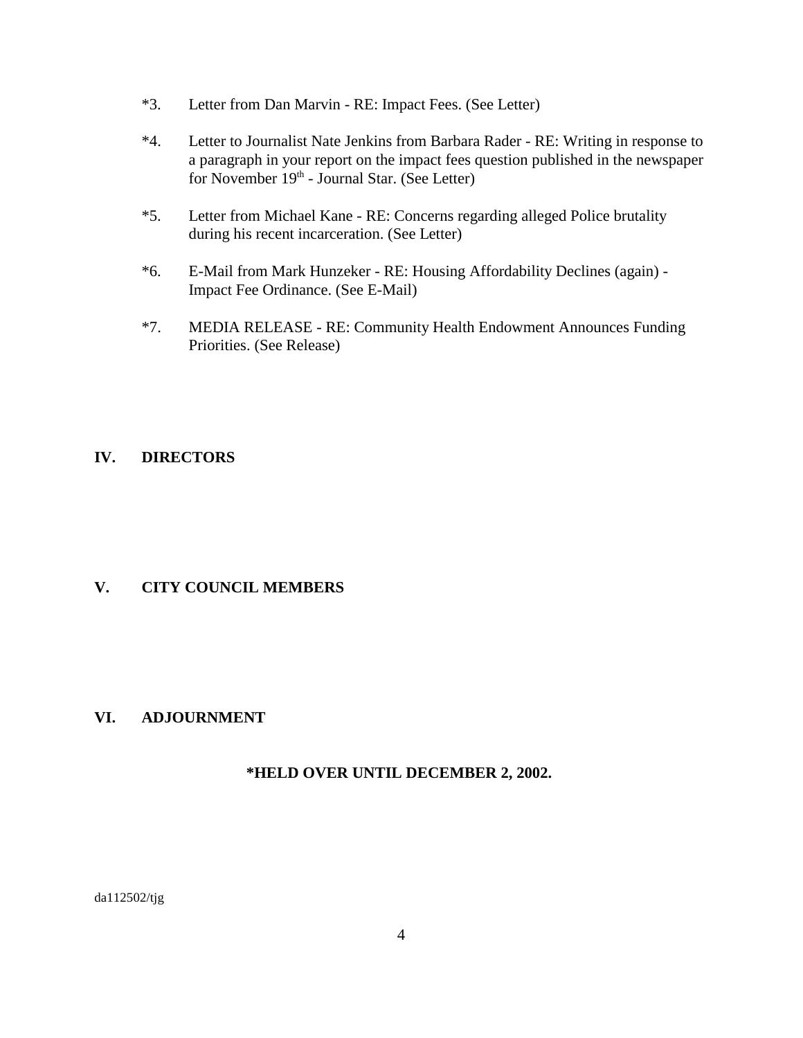*3. Letter from Dan Marvin - RE: Impact Fees. (See Letter)

*4. Letter to Journalist Nate Jenkins from Barbara Rader - RE: Writing in response to a paragraph in your report on the impact fees question published in the newspaper for November 19th - Journal Star. (See Letter)

*5. Letter from Michael Kane - RE: Concerns regarding alleged Police brutality during his recent incarceration. (See Letter)

*6. E-Mail from Mark Hunzeker - RE: Housing Affordability Declines (again) - Impact Fee Ordinance. (See E-Mail)

*7. MEDIA RELEASE - RE: Community Health Endowment Announces Funding Priorities. (See Release)

## IV. DIRECTORS

## V. CITY COUNCIL MEMBERS

## VI. ADJOURNMENT

**\*HELD OVER UNTIL DECEMBER 2, 2002.**

da112502/tjg